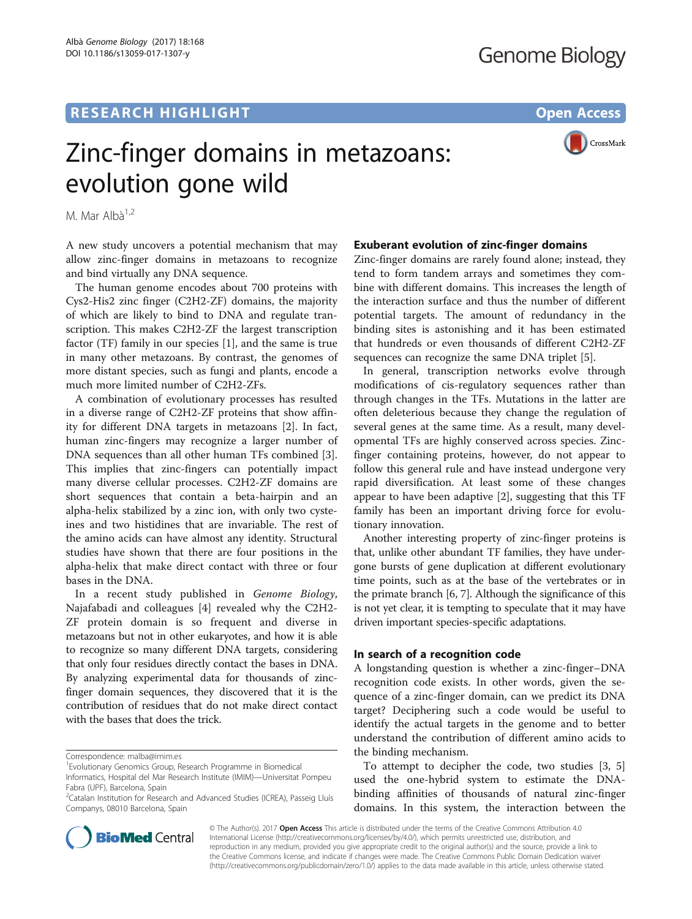RESEARCH HIGHLIGHT

Open Access

# Zinc-finger domains in metazoans: evolution gone wild

M. Mar Albà[1,2]

A new study uncovers a potential mechanism that may allow zinc-finger domains in metazoans to recognize and bind virtually any DNA sequence.

The human genome encodes about 700 proteins with Cys2-His2 zinc finger (C2H2-ZF) domains, the majority of which are likely to bind to DNA and regulate transcription. This makes C2H2-ZF the largest transcription factor (TF) family in our species [1], and the same is true in many other metazoans. By contrast, the genomes of more distant species, such as fungi and plants, encode a much more limited number of C2H2-ZFs.

A combination of evolutionary processes has resulted in a diverse range of C2H2-ZF proteins that show affinity for different DNA targets in metazoans [2]. In fact, human zinc-fingers may recognize a larger number of DNA sequences than all other human TFs combined [3]. This implies that zinc-fingers can potentially impact many diverse cellular processes. C2H2-ZF domains are short sequences that contain a beta-hairpin and an alpha-helix stabilized by a zinc ion, with only two cysteines and two histidines that are invariable. The rest of the amino acids can have almost any identity. Structural studies have shown that there are four positions in the alpha-helix that make direct contact with three or four bases in the DNA.

In a recent study published in *Genome Biology*, Najafabadi and colleagues [4] revealed why the C2H2-ZF protein domain is so frequent and diverse in metazoans but not in other eukaryotes, and how it is able to recognize so many different DNA targets, considering that only four residues directly contact the bases in DNA. By analyzing experimental data for thousands of zinc-finger domain sequences, they discovered that it is the contribution of residues that do not make direct contact with the bases that does the trick.

Correspondence: malba@imim.es

[1]Evolutionary Genomics Group, Research Programme in Biomedical Informatics, Hospital del Mar Research Institute (IMIM)—Universitat Pompeu Fabra (UPF), Barcelona, Spain

[2]Catalan Institution for Research and Advanced Studies (ICREA), Passeig Lluís Companys, 08010 Barcelona, Spain

## Exuberant evolution of zinc-finger domains

Zinc-finger domains are rarely found alone; instead, they tend to form tandem arrays and sometimes they combine with different domains. This increases the length of the interaction surface and thus the number of different potential targets. The amount of redundancy in the binding sites is astonishing and it has been estimated that hundreds or even thousands of different C2H2-ZF sequences can recognize the same DNA triplet [5].

In general, transcription networks evolve through modifications of cis-regulatory sequences rather than through changes in the TFs. Mutations in the latter are often deleterious because they change the regulation of several genes at the same time. As a result, many developmental TFs are highly conserved across species. Zinc-finger containing proteins, however, do not appear to follow this general rule and have instead undergone very rapid diversification. At least some of these changes appear to have been adaptive [2], suggesting that this TF family has been an important driving force for evolutionary innovation.

Another interesting property of zinc-finger proteins is that, unlike other abundant TF families, they have undergone bursts of gene duplication at different evolutionary time points, such as at the base of the vertebrates or in the primate branch [6, 7]. Although the significance of this is not yet clear, it is tempting to speculate that it may have driven important species-specific adaptations.

## In search of a recognition code

A longstanding question is whether a zinc-finger–DNA recognition code exists. In other words, given the sequence of a zinc-finger domain, can we predict its DNA target? Deciphering such a code would be useful to identify the actual targets in the genome and to better understand the contribution of different amino acids to the binding mechanism.

To attempt to decipher the code, two studies [3, 5] used the one-hybrid system to estimate the DNA-binding affinities of thousands of natural zinc-finger domains. In this system, the interaction between the

© The Author(s). 2017 **Open Access** This article is distributed under the terms of the Creative Commons Attribution 4.0 International License (http://creativecommons.org/licenses/by/4.0/), which permits unrestricted use, distribution, and reproduction in any medium, provided you give appropriate credit to the original author(s) and the source, provide a link to the Creative Commons license, and indicate if changes were made. The Creative Commons Public Domain Dedication waiver (http://creativecommons.org/publicdomain/zero/1.0/) applies to the data made available in this article, unless otherwise stated.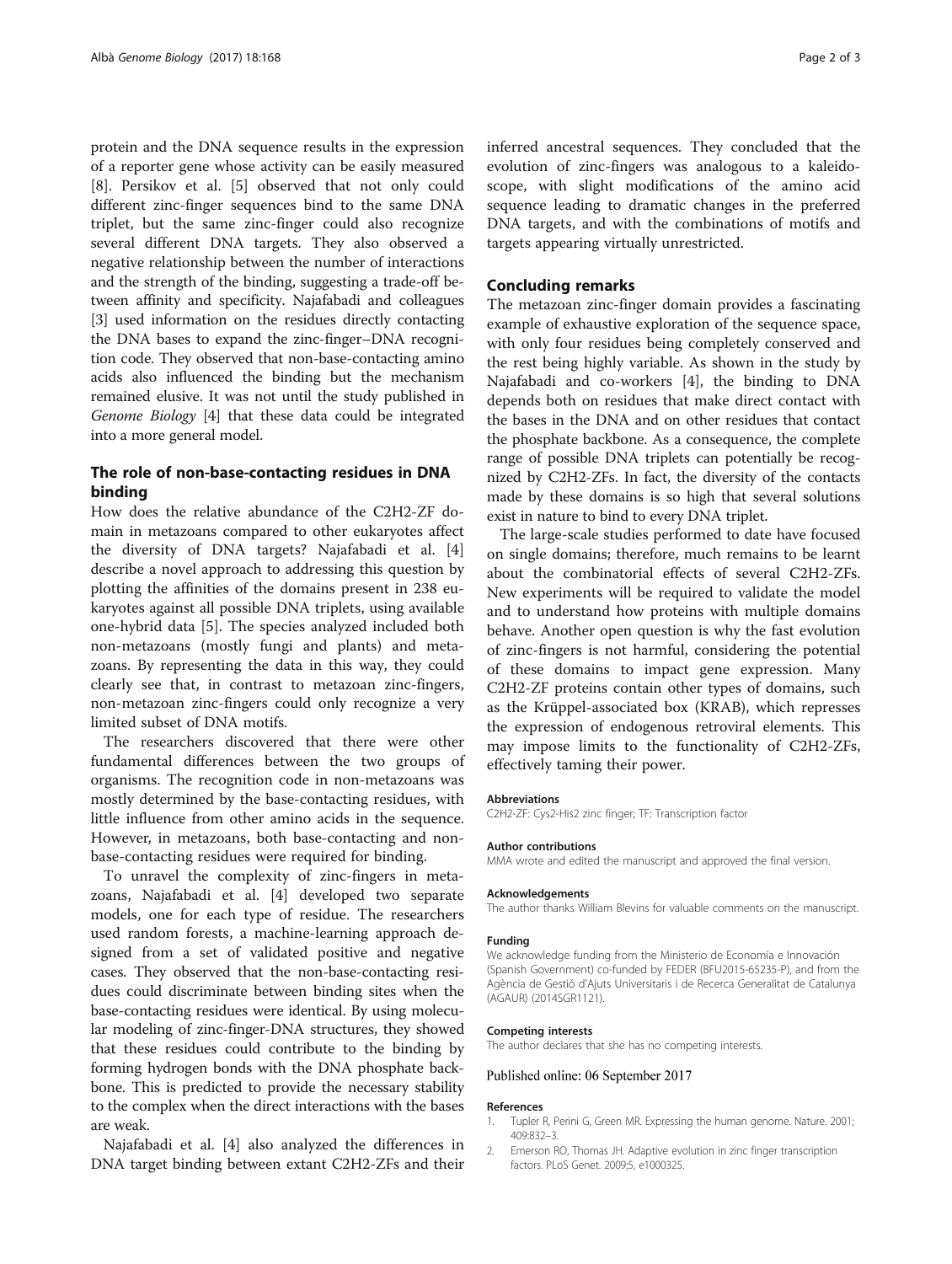protein and the DNA sequence results in the expression of a reporter gene whose activity can be easily measured [8]. Persikov et al. [5] observed that not only could different zinc-finger sequences bind to the same DNA triplet, but the same zinc-finger could also recognize several different DNA targets. They also observed a negative relationship between the number of interactions and the strength of the binding, suggesting a trade-off between affinity and specificity. Najafabadi and colleagues [3] used information on the residues directly contacting the DNA bases to expand the zinc-finger–DNA recognition code. They observed that non-base-contacting amino acids also influenced the binding but the mechanism remained elusive. It was not until the study published in *Genome Biology* [4] that these data could be integrated into a more general model.

## The role of non-base-contacting residues in DNA binding

How does the relative abundance of the C2H2-ZF domain in metazoans compared to other eukaryotes affect the diversity of DNA targets? Najafabadi et al. [4] describe a novel approach to addressing this question by plotting the affinities of the domains present in 238 eukaryotes against all possible DNA triplets, using available one-hybrid data [5]. The species analyzed included both non-metazoans (mostly fungi and plants) and metazoans. By representing the data in this way, they could clearly see that, in contrast to metazoan zinc-fingers, non-metazoan zinc-fingers could only recognize a very limited subset of DNA motifs.

The researchers discovered that there were other fundamental differences between the two groups of organisms. The recognition code in non-metazoans was mostly determined by the base-contacting residues, with little influence from other amino acids in the sequence. However, in metazoans, both base-contacting and non-base-contacting residues were required for binding.

To unravel the complexity of zinc-fingers in metazoans, Najafabadi et al. [4] developed two separate models, one for each type of residue. The researchers used random forests, a machine-learning approach designed from a set of validated positive and negative cases. They observed that the non-base-contacting residues could discriminate between binding sites when the base-contacting residues were identical. By using molecular modeling of zinc-finger-DNA structures, they showed that these residues could contribute to the binding by forming hydrogen bonds with the DNA phosphate backbone. This is predicted to provide the necessary stability to the complex when the direct interactions with the bases are weak.

Najafabadi et al. [4] also analyzed the differences in DNA target binding between extant C2H2-ZFs and their inferred ancestral sequences. They concluded that the evolution of zinc-fingers was analogous to a kaleidoscope, with slight modifications of the amino acid sequence leading to dramatic changes in the preferred DNA targets, and with the combinations of motifs and targets appearing virtually unrestricted.

## Concluding remarks

The metazoan zinc-finger domain provides a fascinating example of exhaustive exploration of the sequence space, with only four residues being completely conserved and the rest being highly variable. As shown in the study by Najafabadi and co-workers [4], the binding to DNA depends both on residues that make direct contact with the bases in the DNA and on other residues that contact the phosphate backbone. As a consequence, the complete range of possible DNA triplets can potentially be recognized by C2H2-ZFs. In fact, the diversity of the contacts made by these domains is so high that several solutions exist in nature to bind to every DNA triplet.

The large-scale studies performed to date have focused on single domains; therefore, much remains to be learnt about the combinatorial effects of several C2H2-ZFs. New experiments will be required to validate the model and to understand how proteins with multiple domains behave. Another open question is why the fast evolution of zinc-fingers is not harmful, considering the potential of these domains to impact gene expression. Many C2H2-ZF proteins contain other types of domains, such as the Krüppel-associated box (KRAB), which represses the expression of endogenous retroviral elements. This may impose limits to the functionality of C2H2-ZFs, effectively taming their power.

#### Abbreviations

C2H2-ZF: Cys2-His2 zinc finger; TF: Transcription factor

#### Author contributions

MMA wrote and edited the manuscript and approved the final version.

#### Acknowledgements

The author thanks William Blevins for valuable comments on the manuscript.

#### Funding

We acknowledge funding from the Ministerio de Economía e Innovación (Spanish Government) co-funded by FEDER (BFU2015-65235-P), and from the Agència de Gestió d'Ajuts Universitaris i de Recerca Generalitat de Catalunya (AGAUR) (2014SGR1121).

#### Competing interests

The author declares that she has no competing interests.

Published online: 06 September 2017

#### References

1. Tupler R, Perini G, Green MR. Expressing the human genome. Nature. 2001; 409:832–3.
2. Emerson RO, Thomas JH. Adaptive evolution in zinc finger transcription factors. PLoS Genet. 2009;5, e1000325.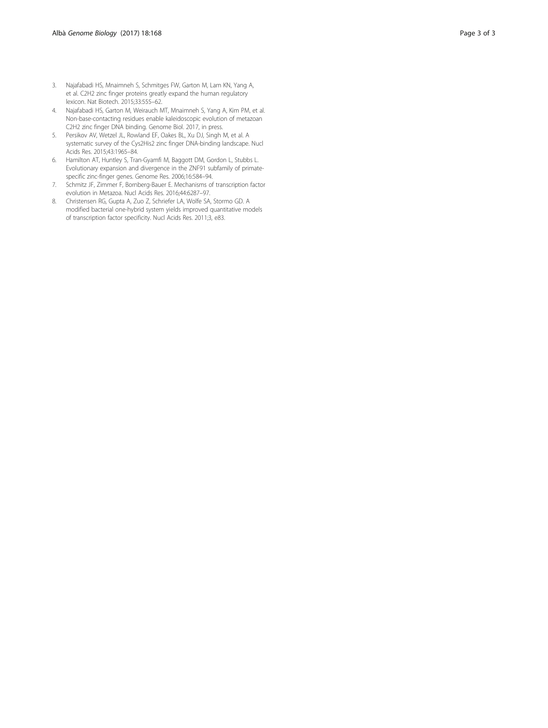3. Najafabadi HS, Mnaimneh S, Schmitges FW, Garton M, Lam KN, Yang A, et al. C2H2 zinc finger proteins greatly expand the human regulatory lexicon. Nat Biotech. 2015;33:555–62.
4. Najafabadi HS, Garton M, Weirauch MT, Mnaimneh S, Yang A, Kim PM, et al. Non-base-contacting residues enable kaleidoscopic evolution of metazoan C2H2 zinc finger DNA binding. Genome Biol. 2017, in press.
5. Persikov AV, Wetzel JL, Rowland EF, Oakes BL, Xu DJ, Singh M, et al. A systematic survey of the Cys2His2 zinc finger DNA-binding landscape. Nucl Acids Res. 2015;43:1965–84.
6. Hamilton AT, Huntley S, Tran-Gyamfi M, Baggott DM, Gordon L, Stubbs L. Evolutionary expansion and divergence in the ZNF91 subfamily of primate-specific zinc-finger genes. Genome Res. 2006;16:584–94.
7. Schmitz JF, Zimmer F, Bornberg-Bauer E. Mechanisms of transcription factor evolution in Metazoa. Nucl Acids Res. 2016;44:6287–97.
8. Christensen RG, Gupta A, Zuo Z, Schriefer LA, Wolfe SA, Stormo GD. A modified bacterial one-hybrid system yields improved quantitative models of transcription factor specificity. Nucl Acids Res. 2011;3, e83.